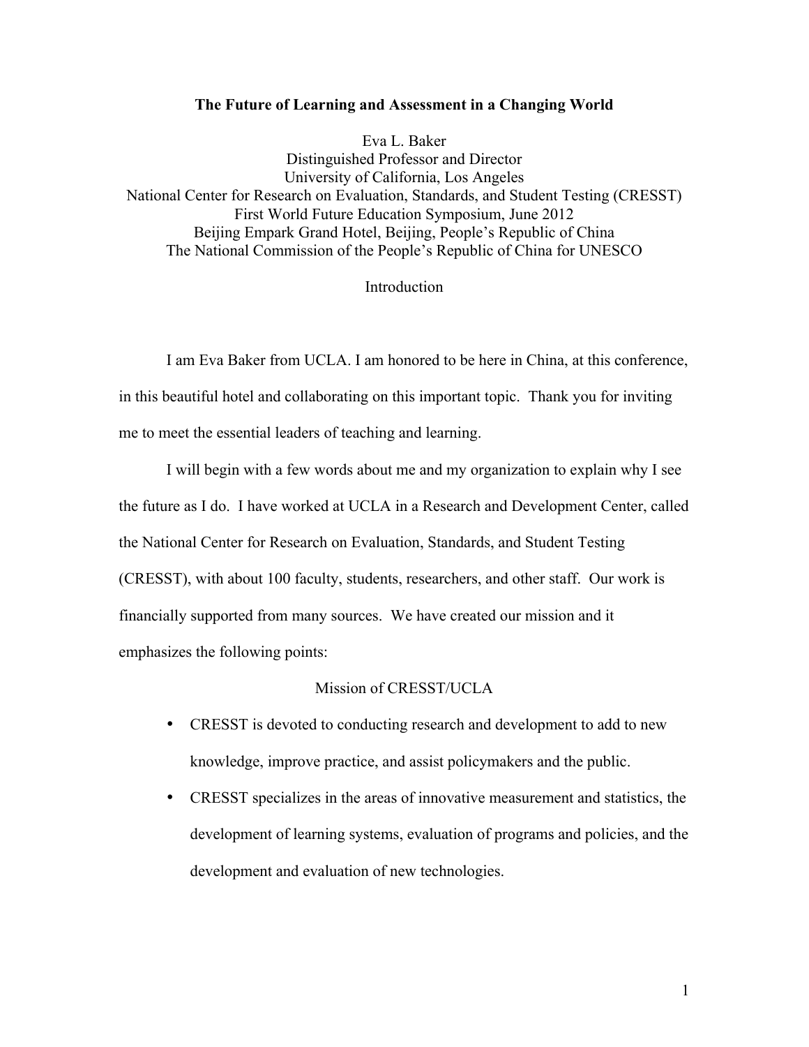# The Future of Learning and Assessment in a Changing World

Eva L. Baker
Distinguished Professor and Director
University of California, Los Angeles
National Center for Research on Evaluation, Standards, and Student Testing (CRESST)
First World Future Education Symposium, June 2012
Beijing Empark Grand Hotel, Beijing, People's Republic of China
The National Commission of the People's Republic of China for UNESCO

## Introduction

I am Eva Baker from UCLA. I am honored to be here in China, at this conference, in this beautiful hotel and collaborating on this important topic. Thank you for inviting me to meet the essential leaders of teaching and learning.

I will begin with a few words about me and my organization to explain why I see the future as I do. I have worked at UCLA in a Research and Development Center, called the National Center for Research on Evaluation, Standards, and Student Testing (CRESST), with about 100 faculty, students, researchers, and other staff. Our work is financially supported from many sources. We have created our mission and it emphasizes the following points:

### Mission of CRESST/UCLA

- CRESST is devoted to conducting research and development to add to new knowledge, improve practice, and assist policymakers and the public.
- CRESST specializes in the areas of innovative measurement and statistics, the development of learning systems, evaluation of programs and policies, and the development and evaluation of new technologies.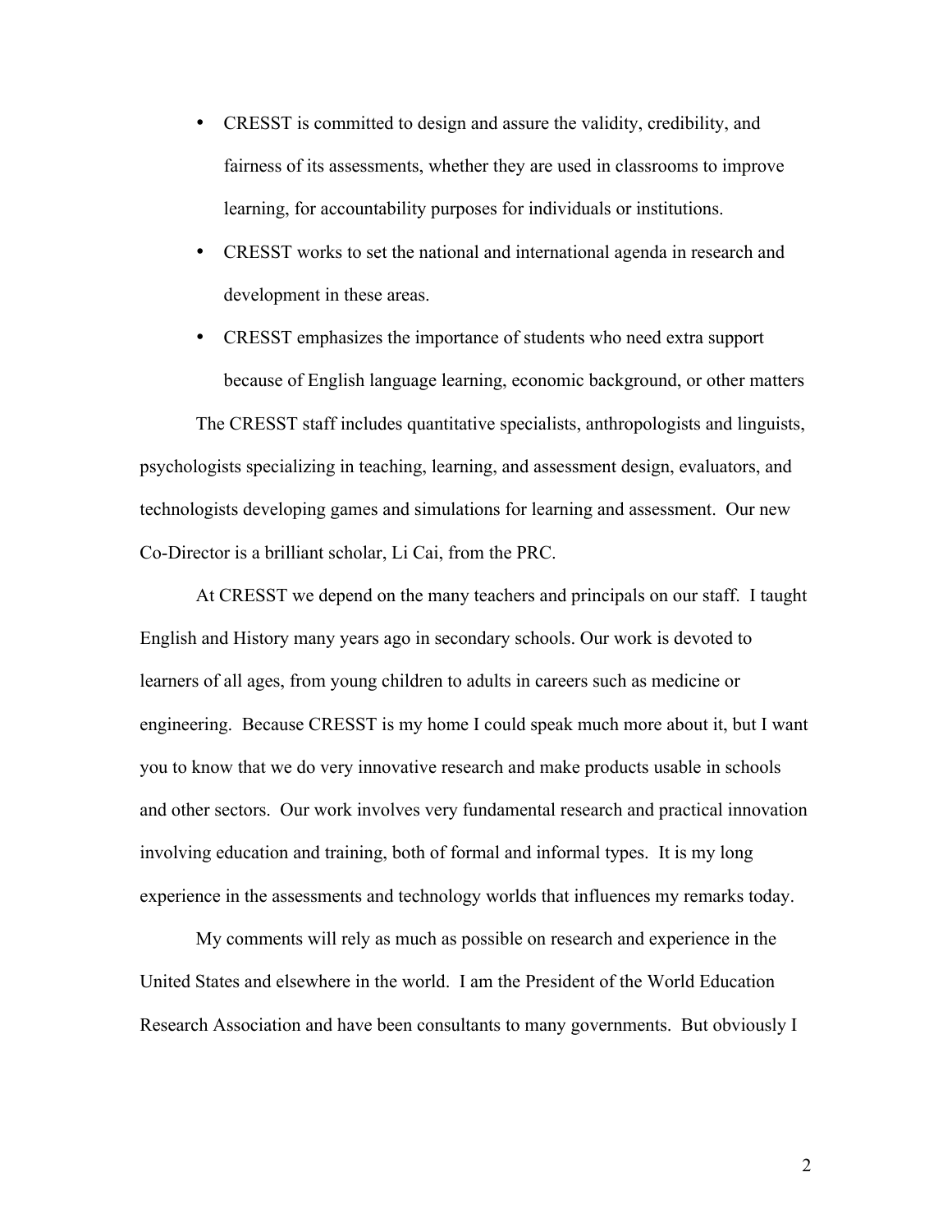- CRESST is committed to design and assure the validity, credibility, and fairness of its assessments, whether they are used in classrooms to improve learning, for accountability purposes for individuals or institutions.
- CRESST works to set the national and international agenda in research and development in these areas.
- CRESST emphasizes the importance of students who need extra support because of English language learning, economic background, or other matters

The CRESST staff includes quantitative specialists, anthropologists and linguists, psychologists specializing in teaching, learning, and assessment design, evaluators, and technologists developing games and simulations for learning and assessment. Our new Co-Director is a brilliant scholar, Li Cai, from the PRC.

At CRESST we depend on the many teachers and principals on our staff. I taught English and History many years ago in secondary schools. Our work is devoted to learners of all ages, from young children to adults in careers such as medicine or engineering. Because CRESST is my home I could speak much more about it, but I want you to know that we do very innovative research and make products usable in schools and other sectors. Our work involves very fundamental research and practical innovation involving education and training, both of formal and informal types. It is my long experience in the assessments and technology worlds that influences my remarks today.

My comments will rely as much as possible on research and experience in the United States and elsewhere in the world. I am the President of the World Education Research Association and have been consultants to many governments. But obviously I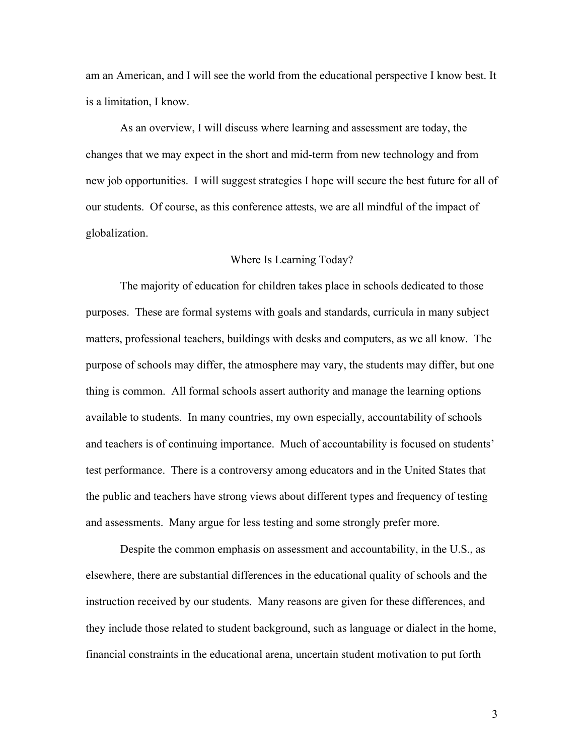am an American, and I will see the world from the educational perspective I know best. It is a limitation, I know.

As an overview, I will discuss where learning and assessment are today, the changes that we may expect in the short and mid-term from new technology and from new job opportunities. I will suggest strategies I hope will secure the best future for all of our students. Of course, as this conference attests, we are all mindful of the impact of globalization.

## Where Is Learning Today?

The majority of education for children takes place in schools dedicated to those purposes. These are formal systems with goals and standards, curricula in many subject matters, professional teachers, buildings with desks and computers, as we all know. The purpose of schools may differ, the atmosphere may vary, the students may differ, but one thing is common. All formal schools assert authority and manage the learning options available to students. In many countries, my own especially, accountability of schools and teachers is of continuing importance. Much of accountability is focused on students' test performance. There is a controversy among educators and in the United States that the public and teachers have strong views about different types and frequency of testing and assessments. Many argue for less testing and some strongly prefer more.

Despite the common emphasis on assessment and accountability, in the U.S., as elsewhere, there are substantial differences in the educational quality of schools and the instruction received by our students. Many reasons are given for these differences, and they include those related to student background, such as language or dialect in the home, financial constraints in the educational arena, uncertain student motivation to put forth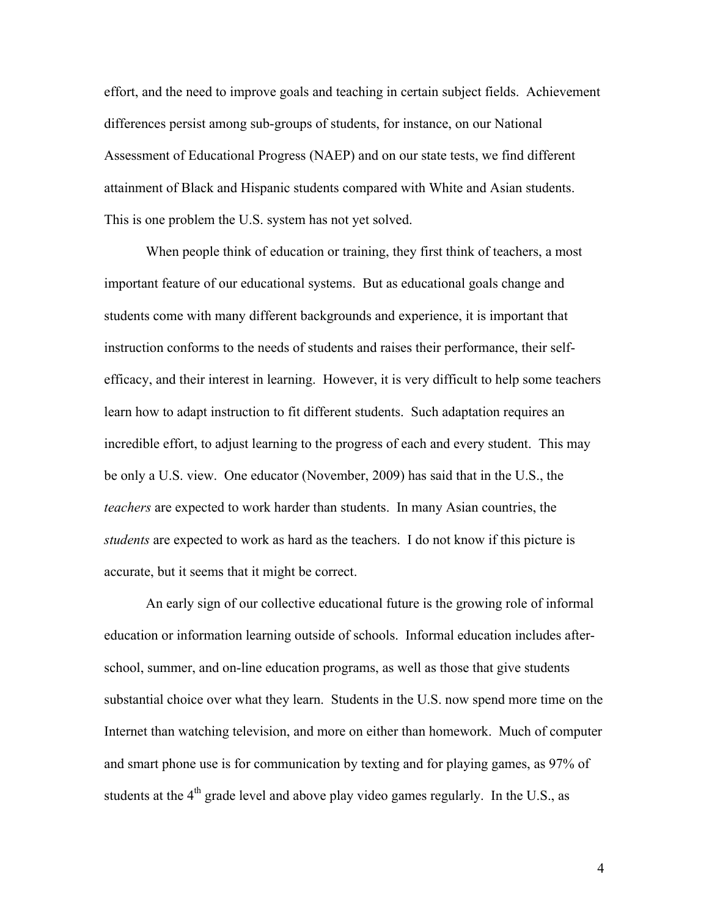effort, and the need to improve goals and teaching in certain subject fields. Achievement differences persist among sub-groups of students, for instance, on our National Assessment of Educational Progress (NAEP) and on our state tests, we find different attainment of Black and Hispanic students compared with White and Asian students. This is one problem the U.S. system has not yet solved.

When people think of education or training, they first think of teachers, a most important feature of our educational systems. But as educational goals change and students come with many different backgrounds and experience, it is important that instruction conforms to the needs of students and raises their performance, their self-efficacy, and their interest in learning. However, it is very difficult to help some teachers learn how to adapt instruction to fit different students. Such adaptation requires an incredible effort, to adjust learning to the progress of each and every student. This may be only a U.S. view. One educator (November, 2009) has said that in the U.S., the *teachers* are expected to work harder than students. In many Asian countries, the *students* are expected to work as hard as the teachers. I do not know if this picture is accurate, but it seems that it might be correct.

An early sign of our collective educational future is the growing role of informal education or information learning outside of schools. Informal education includes after-school, summer, and on-line education programs, as well as those that give students substantial choice over what they learn. Students in the U.S. now spend more time on the Internet than watching television, and more on either than homework. Much of computer and smart phone use is for communication by texting and for playing games, as 97% of students at the 4th grade level and above play video games regularly. In the U.S., as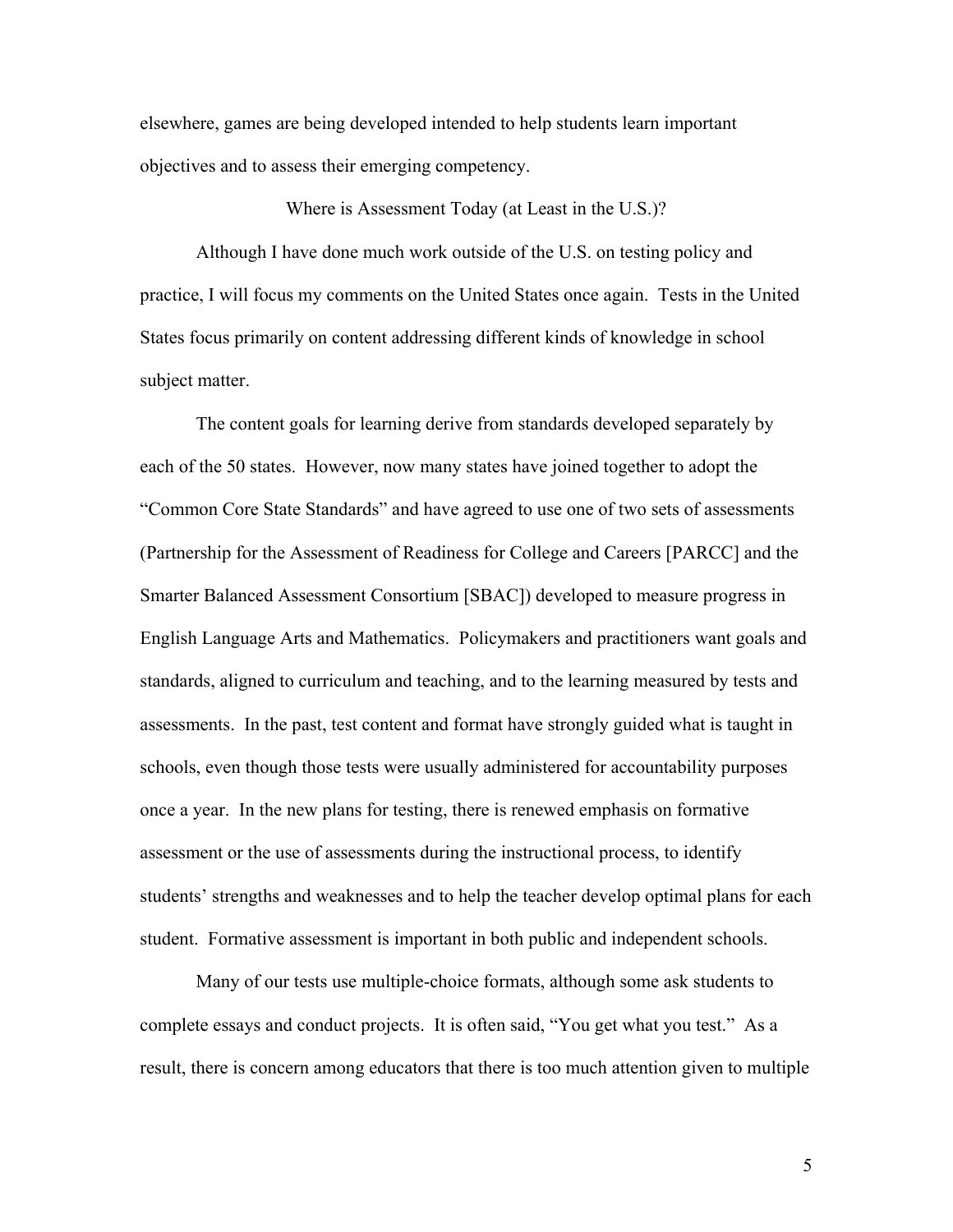elsewhere, games are being developed intended to help students learn important objectives and to assess their emerging competency.

## Where is Assessment Today (at Least in the U.S.)?

Although I have done much work outside of the U.S. on testing policy and practice, I will focus my comments on the United States once again. Tests in the United States focus primarily on content addressing different kinds of knowledge in school subject matter.

The content goals for learning derive from standards developed separately by each of the 50 states. However, now many states have joined together to adopt the "Common Core State Standards" and have agreed to use one of two sets of assessments (Partnership for the Assessment of Readiness for College and Careers [PARCC] and the Smarter Balanced Assessment Consortium [SBAC]) developed to measure progress in English Language Arts and Mathematics. Policymakers and practitioners want goals and standards, aligned to curriculum and teaching, and to the learning measured by tests and assessments. In the past, test content and format have strongly guided what is taught in schools, even though those tests were usually administered for accountability purposes once a year. In the new plans for testing, there is renewed emphasis on formative assessment or the use of assessments during the instructional process, to identify students' strengths and weaknesses and to help the teacher develop optimal plans for each student. Formative assessment is important in both public and independent schools.

Many of our tests use multiple-choice formats, although some ask students to complete essays and conduct projects. It is often said, "You get what you test." As a result, there is concern among educators that there is too much attention given to multiple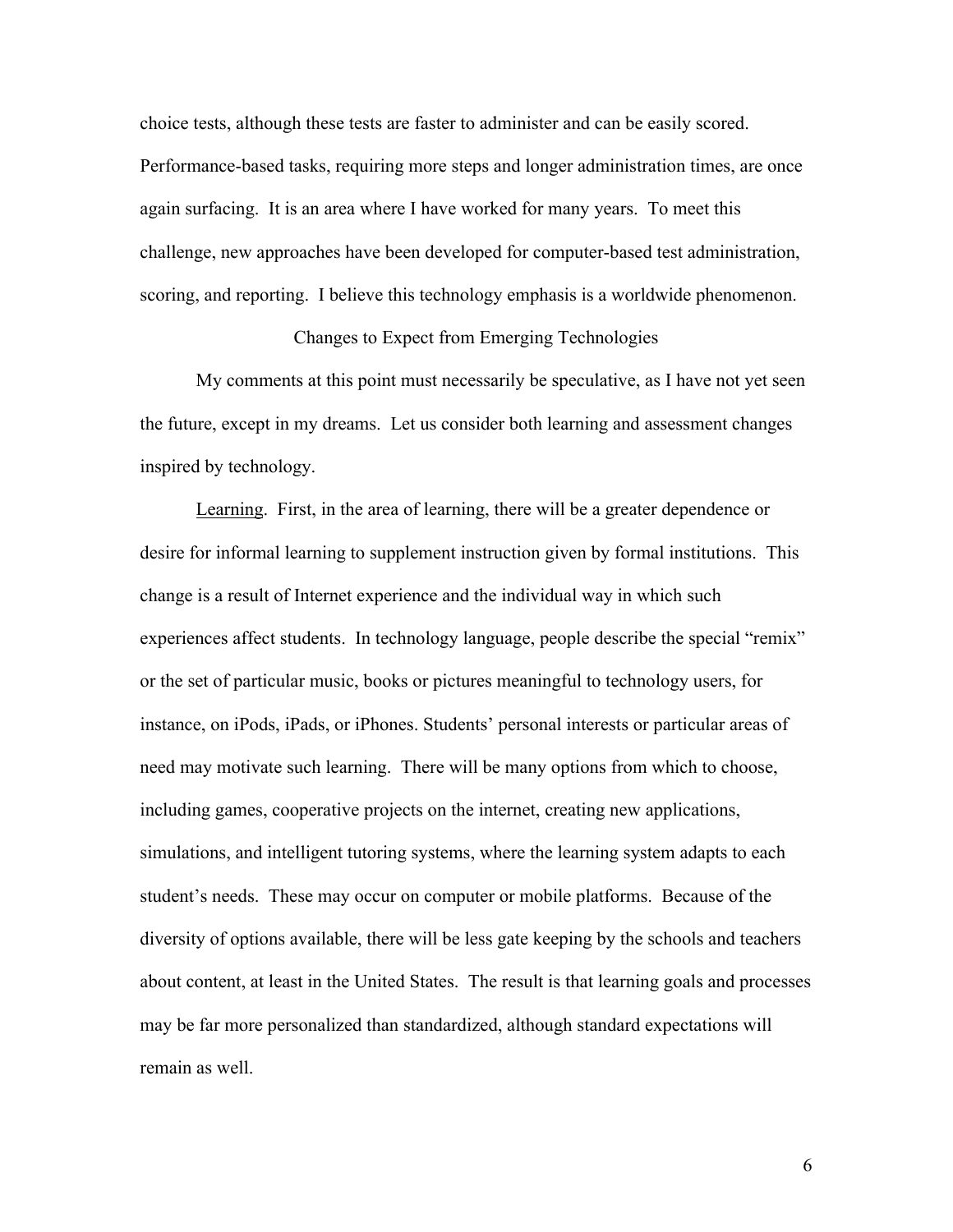choice tests, although these tests are faster to administer and can be easily scored. Performance-based tasks, requiring more steps and longer administration times, are once again surfacing. It is an area where I have worked for many years. To meet this challenge, new approaches have been developed for computer-based test administration, scoring, and reporting. I believe this technology emphasis is a worldwide phenomenon.

## Changes to Expect from Emerging Technologies

My comments at this point must necessarily be speculative, as I have not yet seen the future, except in my dreams. Let us consider both learning and assessment changes inspired by technology.

Learning. First, in the area of learning, there will be a greater dependence or desire for informal learning to supplement instruction given by formal institutions. This change is a result of Internet experience and the individual way in which such experiences affect students. In technology language, people describe the special "remix" or the set of particular music, books or pictures meaningful to technology users, for instance, on iPods, iPads, or iPhones. Students' personal interests or particular areas of need may motivate such learning. There will be many options from which to choose, including games, cooperative projects on the internet, creating new applications, simulations, and intelligent tutoring systems, where the learning system adapts to each student's needs. These may occur on computer or mobile platforms. Because of the diversity of options available, there will be less gate keeping by the schools and teachers about content, at least in the United States. The result is that learning goals and processes may be far more personalized than standardized, although standard expectations will remain as well.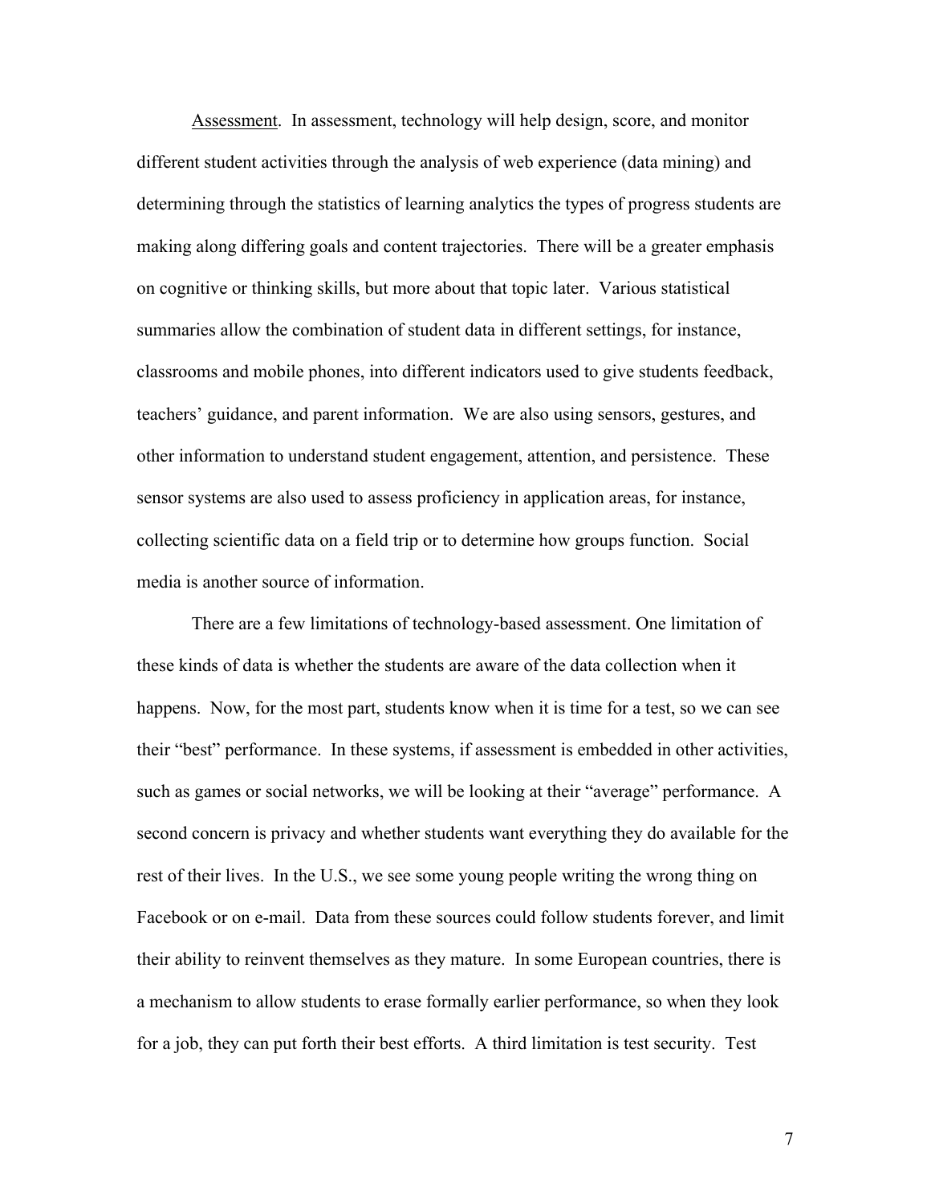<u>Assessment</u>. In assessment, technology will help design, score, and monitor different student activities through the analysis of web experience (data mining) and determining through the statistics of learning analytics the types of progress students are making along differing goals and content trajectories. There will be a greater emphasis on cognitive or thinking skills, but more about that topic later. Various statistical summaries allow the combination of student data in different settings, for instance, classrooms and mobile phones, into different indicators used to give students feedback, teachers' guidance, and parent information. We are also using sensors, gestures, and other information to understand student engagement, attention, and persistence. These sensor systems are also used to assess proficiency in application areas, for instance, collecting scientific data on a field trip or to determine how groups function. Social media is another source of information.

There are a few limitations of technology-based assessment. One limitation of these kinds of data is whether the students are aware of the data collection when it happens. Now, for the most part, students know when it is time for a test, so we can see their "best" performance. In these systems, if assessment is embedded in other activities, such as games or social networks, we will be looking at their "average" performance. A second concern is privacy and whether students want everything they do available for the rest of their lives. In the U.S., we see some young people writing the wrong thing on Facebook or on e-mail. Data from these sources could follow students forever, and limit their ability to reinvent themselves as they mature. In some European countries, there is a mechanism to allow students to erase formally earlier performance, so when they look for a job, they can put forth their best efforts. A third limitation is test security. Test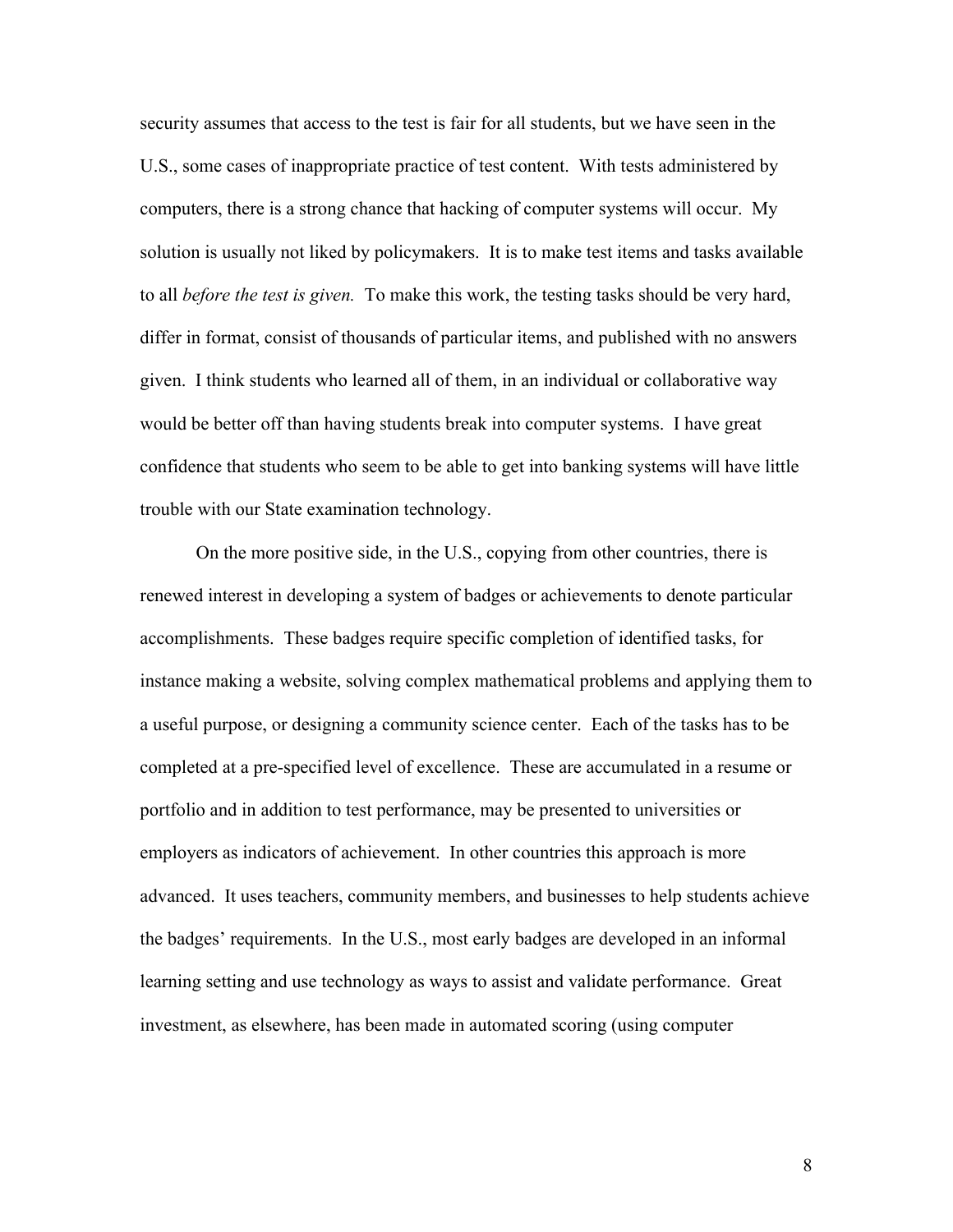security assumes that access to the test is fair for all students, but we have seen in the U.S., some cases of inappropriate practice of test content. With tests administered by computers, there is a strong chance that hacking of computer systems will occur. My solution is usually not liked by policymakers. It is to make test items and tasks available to all *before the test is given.* To make this work, the testing tasks should be very hard, differ in format, consist of thousands of particular items, and published with no answers given. I think students who learned all of them, in an individual or collaborative way would be better off than having students break into computer systems. I have great confidence that students who seem to be able to get into banking systems will have little trouble with our State examination technology.

On the more positive side, in the U.S., copying from other countries, there is renewed interest in developing a system of badges or achievements to denote particular accomplishments. These badges require specific completion of identified tasks, for instance making a website, solving complex mathematical problems and applying them to a useful purpose, or designing a community science center. Each of the tasks has to be completed at a pre-specified level of excellence. These are accumulated in a resume or portfolio and in addition to test performance, may be presented to universities or employers as indicators of achievement. In other countries this approach is more advanced. It uses teachers, community members, and businesses to help students achieve the badges' requirements. In the U.S., most early badges are developed in an informal learning setting and use technology as ways to assist and validate performance. Great investment, as elsewhere, has been made in automated scoring (using computer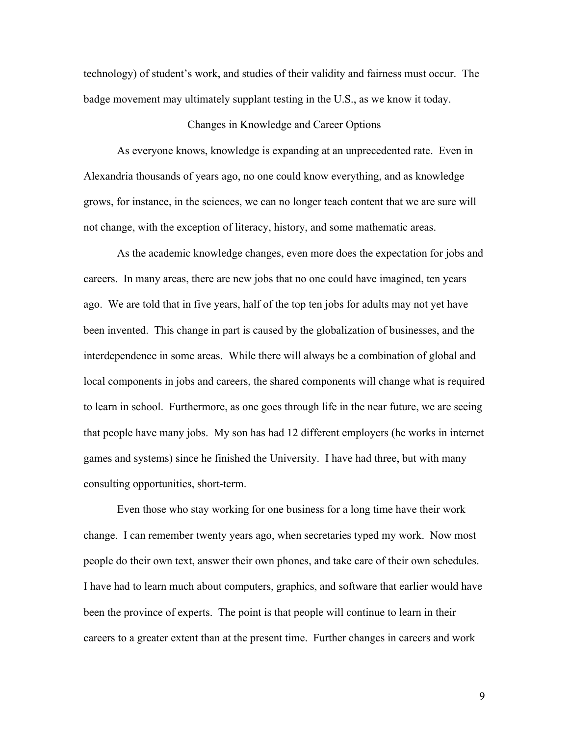technology) of student's work, and studies of their validity and fairness must occur. The badge movement may ultimately supplant testing in the U.S., as we know it today.

## Changes in Knowledge and Career Options

As everyone knows, knowledge is expanding at an unprecedented rate. Even in Alexandria thousands of years ago, no one could know everything, and as knowledge grows, for instance, in the sciences, we can no longer teach content that we are sure will not change, with the exception of literacy, history, and some mathematic areas.

As the academic knowledge changes, even more does the expectation for jobs and careers. In many areas, there are new jobs that no one could have imagined, ten years ago. We are told that in five years, half of the top ten jobs for adults may not yet have been invented. This change in part is caused by the globalization of businesses, and the interdependence in some areas. While there will always be a combination of global and local components in jobs and careers, the shared components will change what is required to learn in school. Furthermore, as one goes through life in the near future, we are seeing that people have many jobs. My son has had 12 different employers (he works in internet games and systems) since he finished the University. I have had three, but with many consulting opportunities, short-term.

Even those who stay working for one business for a long time have their work change. I can remember twenty years ago, when secretaries typed my work. Now most people do their own text, answer their own phones, and take care of their own schedules. I have had to learn much about computers, graphics, and software that earlier would have been the province of experts. The point is that people will continue to learn in their careers to a greater extent than at the present time. Further changes in careers and work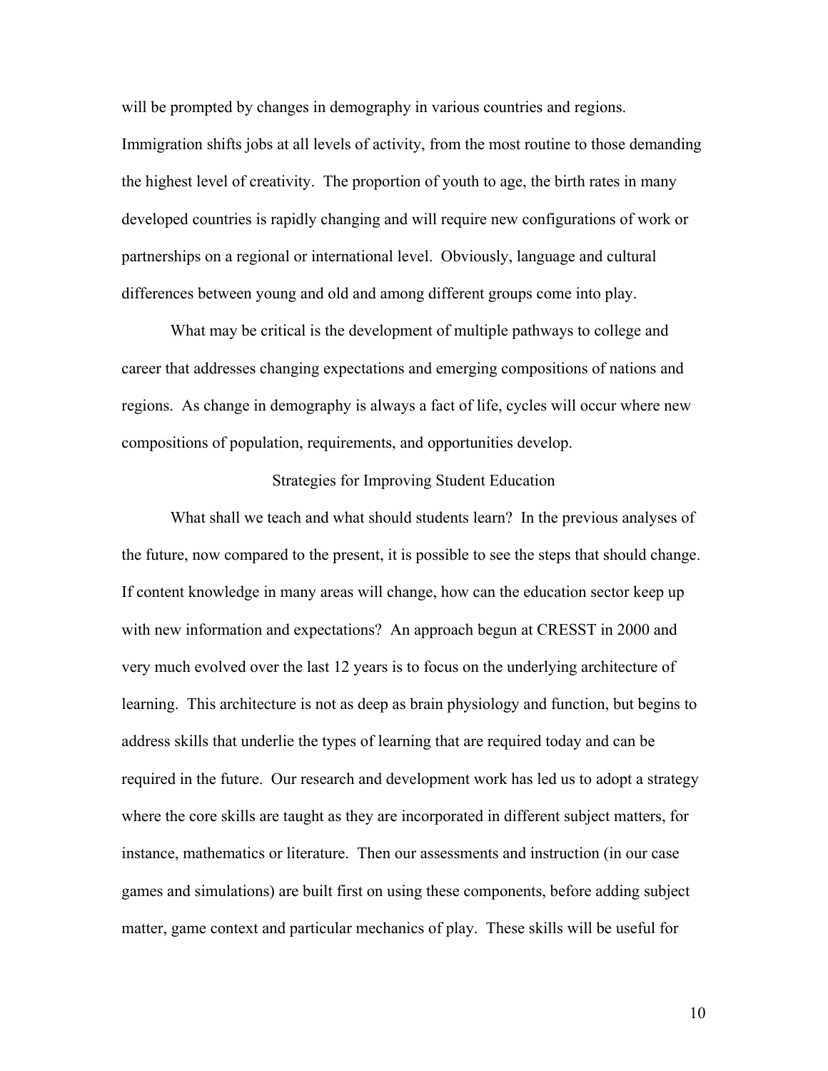will be prompted by changes in demography in various countries and regions. Immigration shifts jobs at all levels of activity, from the most routine to those demanding the highest level of creativity. The proportion of youth to age, the birth rates in many developed countries is rapidly changing and will require new configurations of work or partnerships on a regional or international level. Obviously, language and cultural differences between young and old and among different groups come into play.

What may be critical is the development of multiple pathways to college and career that addresses changing expectations and emerging compositions of nations and regions. As change in demography is always a fact of life, cycles will occur where new compositions of population, requirements, and opportunities develop.

## Strategies for Improving Student Education

What shall we teach and what should students learn? In the previous analyses of the future, now compared to the present, it is possible to see the steps that should change. If content knowledge in many areas will change, how can the education sector keep up with new information and expectations? An approach begun at CRESST in 2000 and very much evolved over the last 12 years is to focus on the underlying architecture of learning. This architecture is not as deep as brain physiology and function, but begins to address skills that underlie the types of learning that are required today and can be required in the future. Our research and development work has led us to adopt a strategy where the core skills are taught as they are incorporated in different subject matters, for instance, mathematics or literature. Then our assessments and instruction (in our case games and simulations) are built first on using these components, before adding subject matter, game context and particular mechanics of play. These skills will be useful for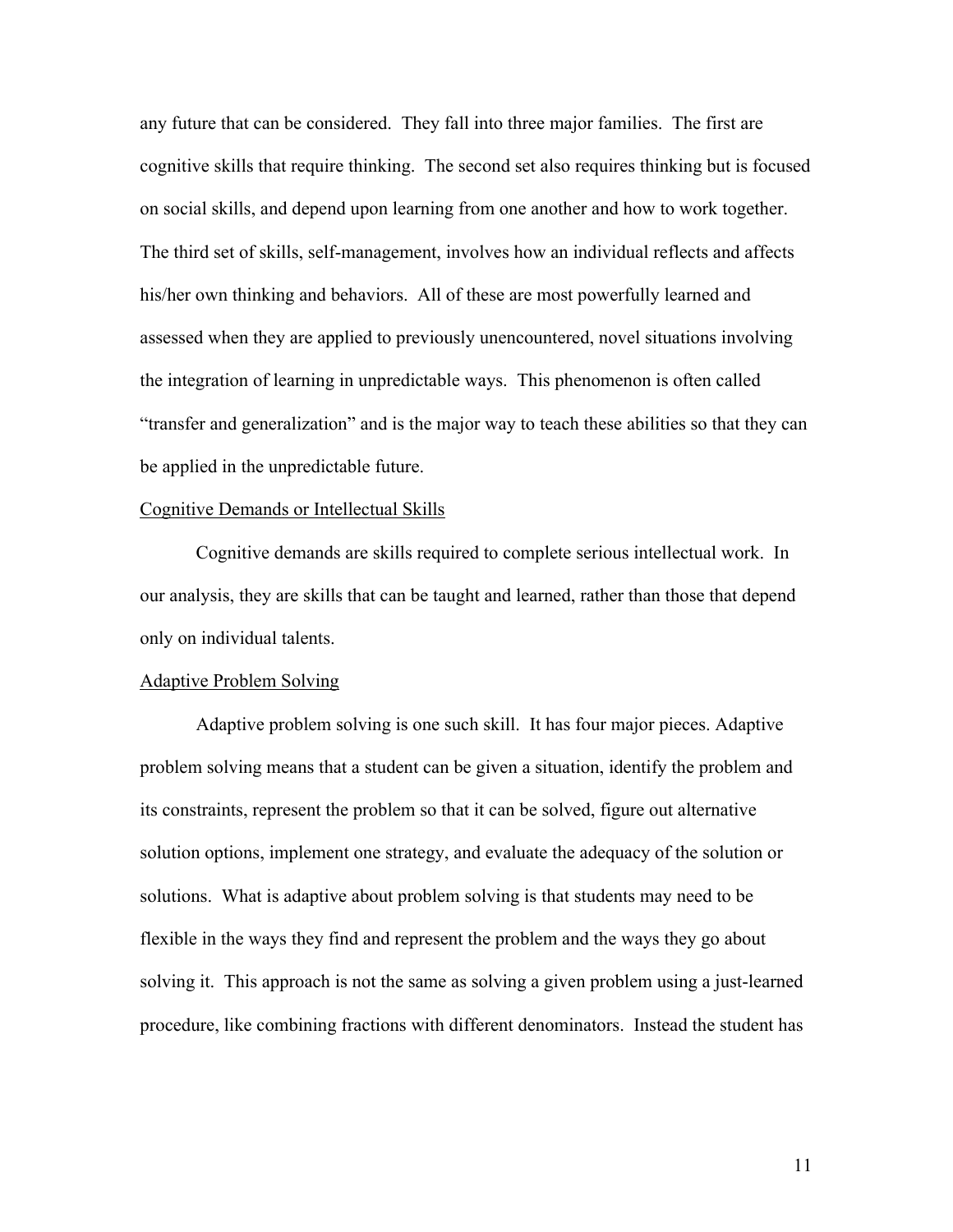any future that can be considered. They fall into three major families. The first are cognitive skills that require thinking. The second set also requires thinking but is focused on social skills, and depend upon learning from one another and how to work together. The third set of skills, self-management, involves how an individual reflects and affects his/her own thinking and behaviors. All of these are most powerfully learned and assessed when they are applied to previously unencountered, novel situations involving the integration of learning in unpredictable ways. This phenomenon is often called "transfer and generalization" and is the major way to teach these abilities so that they can be applied in the unpredictable future.

## Cognitive Demands or Intellectual Skills

Cognitive demands are skills required to complete serious intellectual work. In our analysis, they are skills that can be taught and learned, rather than those that depend only on individual talents.

## Adaptive Problem Solving

Adaptive problem solving is one such skill. It has four major pieces. Adaptive problem solving means that a student can be given a situation, identify the problem and its constraints, represent the problem so that it can be solved, figure out alternative solution options, implement one strategy, and evaluate the adequacy of the solution or solutions. What is adaptive about problem solving is that students may need to be flexible in the ways they find and represent the problem and the ways they go about solving it. This approach is not the same as solving a given problem using a just-learned procedure, like combining fractions with different denominators. Instead the student has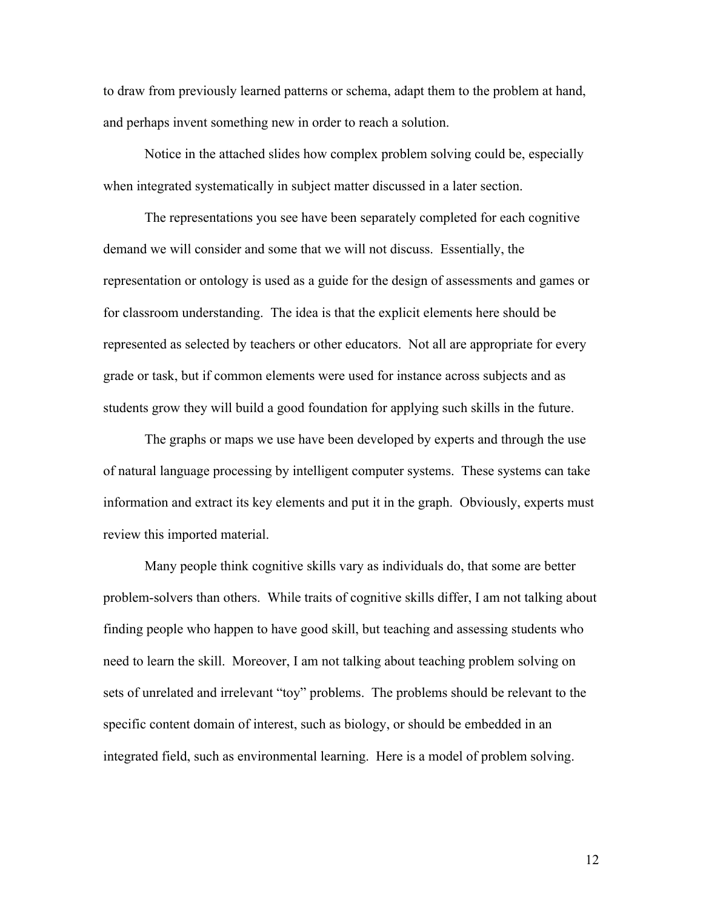to draw from previously learned patterns or schema, adapt them to the problem at hand, and perhaps invent something new in order to reach a solution.

Notice in the attached slides how complex problem solving could be, especially when integrated systematically in subject matter discussed in a later section.

The representations you see have been separately completed for each cognitive demand we will consider and some that we will not discuss. Essentially, the representation or ontology is used as a guide for the design of assessments and games or for classroom understanding. The idea is that the explicit elements here should be represented as selected by teachers or other educators. Not all are appropriate for every grade or task, but if common elements were used for instance across subjects and as students grow they will build a good foundation for applying such skills in the future.

The graphs or maps we use have been developed by experts and through the use of natural language processing by intelligent computer systems. These systems can take information and extract its key elements and put it in the graph. Obviously, experts must review this imported material.

Many people think cognitive skills vary as individuals do, that some are better problem-solvers than others. While traits of cognitive skills differ, I am not talking about finding people who happen to have good skill, but teaching and assessing students who need to learn the skill. Moreover, I am not talking about teaching problem solving on sets of unrelated and irrelevant "toy" problems. The problems should be relevant to the specific content domain of interest, such as biology, or should be embedded in an integrated field, such as environmental learning. Here is a model of problem solving.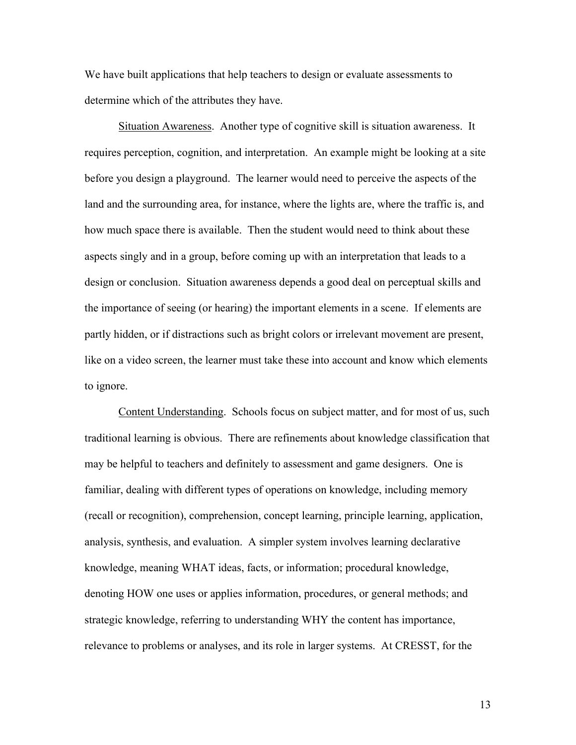We have built applications that help teachers to design or evaluate assessments to determine which of the attributes they have.

<u>Situation Awareness</u>. Another type of cognitive skill is situation awareness. It requires perception, cognition, and interpretation. An example might be looking at a site before you design a playground. The learner would need to perceive the aspects of the land and the surrounding area, for instance, where the lights are, where the traffic is, and how much space there is available. Then the student would need to think about these aspects singly and in a group, before coming up with an interpretation that leads to a design or conclusion. Situation awareness depends a good deal on perceptual skills and the importance of seeing (or hearing) the important elements in a scene. If elements are partly hidden, or if distractions such as bright colors or irrelevant movement are present, like on a video screen, the learner must take these into account and know which elements to ignore.

<u>Content Understanding</u>. Schools focus on subject matter, and for most of us, such traditional learning is obvious. There are refinements about knowledge classification that may be helpful to teachers and definitely to assessment and game designers. One is familiar, dealing with different types of operations on knowledge, including memory (recall or recognition), comprehension, concept learning, principle learning, application, analysis, synthesis, and evaluation. A simpler system involves learning declarative knowledge, meaning WHAT ideas, facts, or information; procedural knowledge, denoting HOW one uses or applies information, procedures, or general methods; and strategic knowledge, referring to understanding WHY the content has importance, relevance to problems or analyses, and its role in larger systems. At CRESST, for the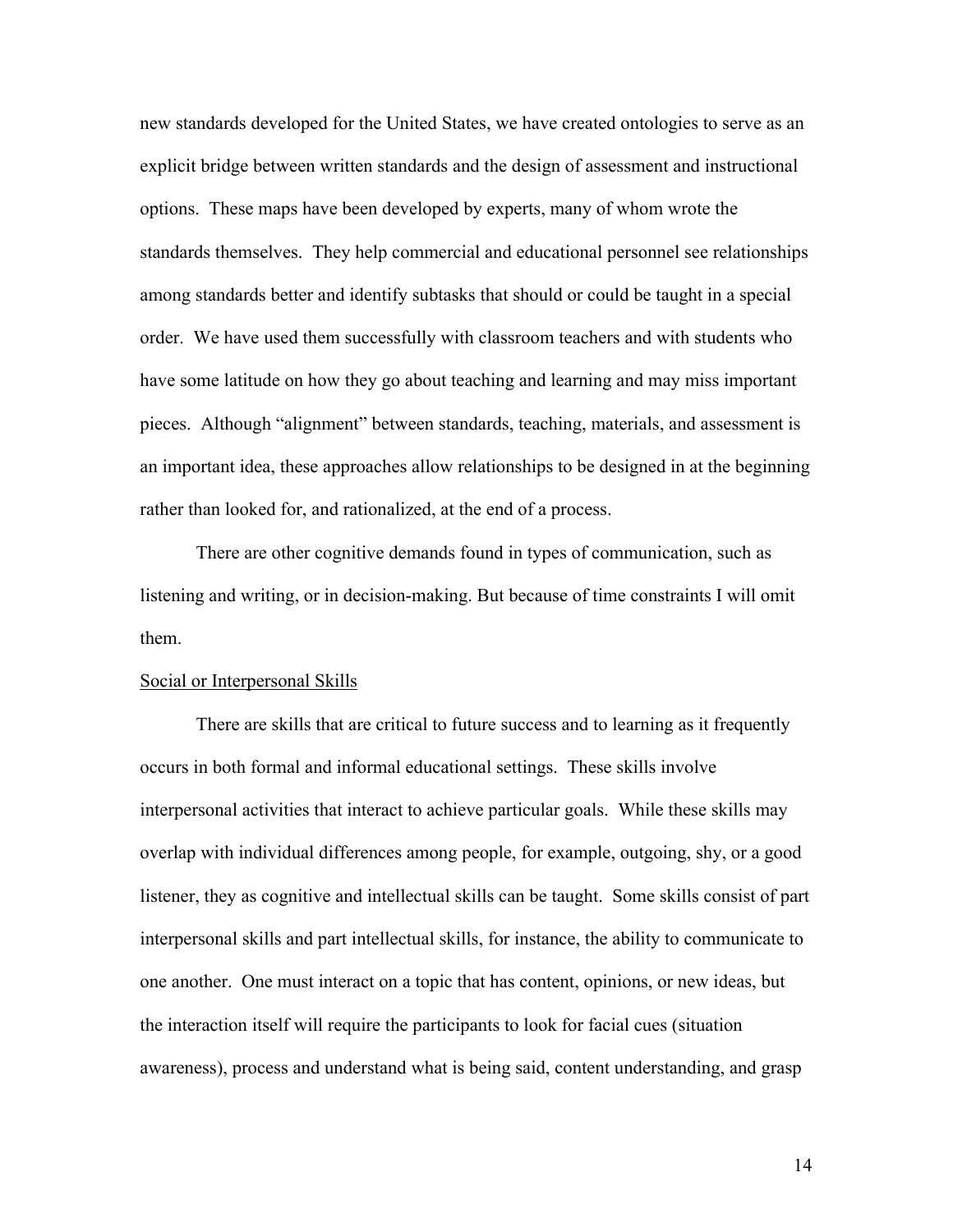new standards developed for the United States, we have created ontologies to serve as an explicit bridge between written standards and the design of assessment and instructional options. These maps have been developed by experts, many of whom wrote the standards themselves. They help commercial and educational personnel see relationships among standards better and identify subtasks that should or could be taught in a special order. We have used them successfully with classroom teachers and with students who have some latitude on how they go about teaching and learning and may miss important pieces. Although "alignment" between standards, teaching, materials, and assessment is an important idea, these approaches allow relationships to be designed in at the beginning rather than looked for, and rationalized, at the end of a process.

There are other cognitive demands found in types of communication, such as listening and writing, or in decision-making. But because of time constraints I will omit them.

<u>Social or Interpersonal Skills</u>

There are skills that are critical to future success and to learning as it frequently occurs in both formal and informal educational settings. These skills involve interpersonal activities that interact to achieve particular goals. While these skills may overlap with individual differences among people, for example, outgoing, shy, or a good listener, they as cognitive and intellectual skills can be taught. Some skills consist of part interpersonal skills and part intellectual skills, for instance, the ability to communicate to one another. One must interact on a topic that has content, opinions, or new ideas, but the interaction itself will require the participants to look for facial cues (situation awareness), process and understand what is being said, content understanding, and grasp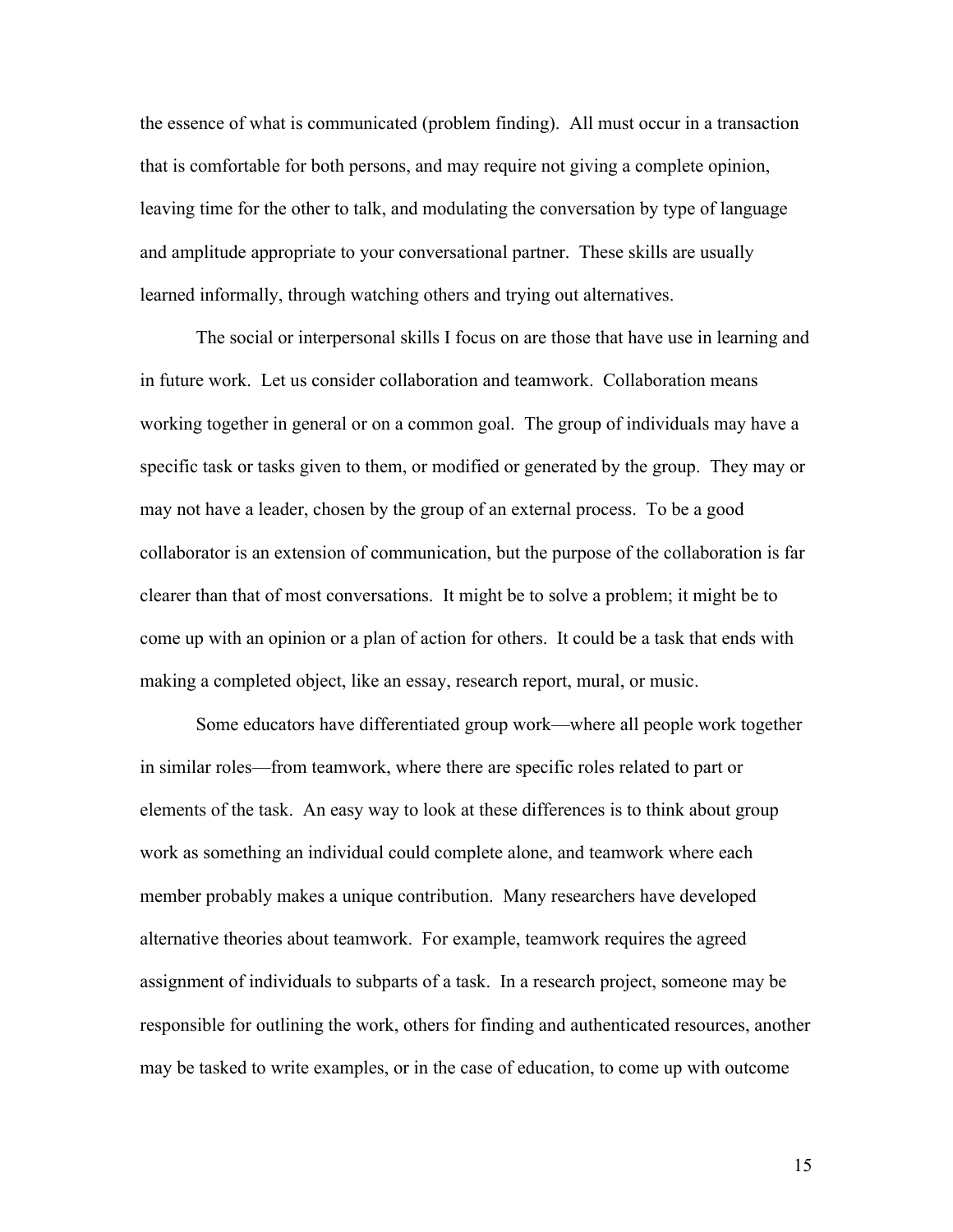the essence of what is communicated (problem finding). All must occur in a transaction that is comfortable for both persons, and may require not giving a complete opinion, leaving time for the other to talk, and modulating the conversation by type of language and amplitude appropriate to your conversational partner. These skills are usually learned informally, through watching others and trying out alternatives.

The social or interpersonal skills I focus on are those that have use in learning and in future work. Let us consider collaboration and teamwork. Collaboration means working together in general or on a common goal. The group of individuals may have a specific task or tasks given to them, or modified or generated by the group. They may or may not have a leader, chosen by the group of an external process. To be a good collaborator is an extension of communication, but the purpose of the collaboration is far clearer than that of most conversations. It might be to solve a problem; it might be to come up with an opinion or a plan of action for others. It could be a task that ends with making a completed object, like an essay, research report, mural, or music.

Some educators have differentiated group work—where all people work together in similar roles—from teamwork, where there are specific roles related to part or elements of the task. An easy way to look at these differences is to think about group work as something an individual could complete alone, and teamwork where each member probably makes a unique contribution. Many researchers have developed alternative theories about teamwork. For example, teamwork requires the agreed assignment of individuals to subparts of a task. In a research project, someone may be responsible for outlining the work, others for finding and authenticated resources, another may be tasked to write examples, or in the case of education, to come up with outcome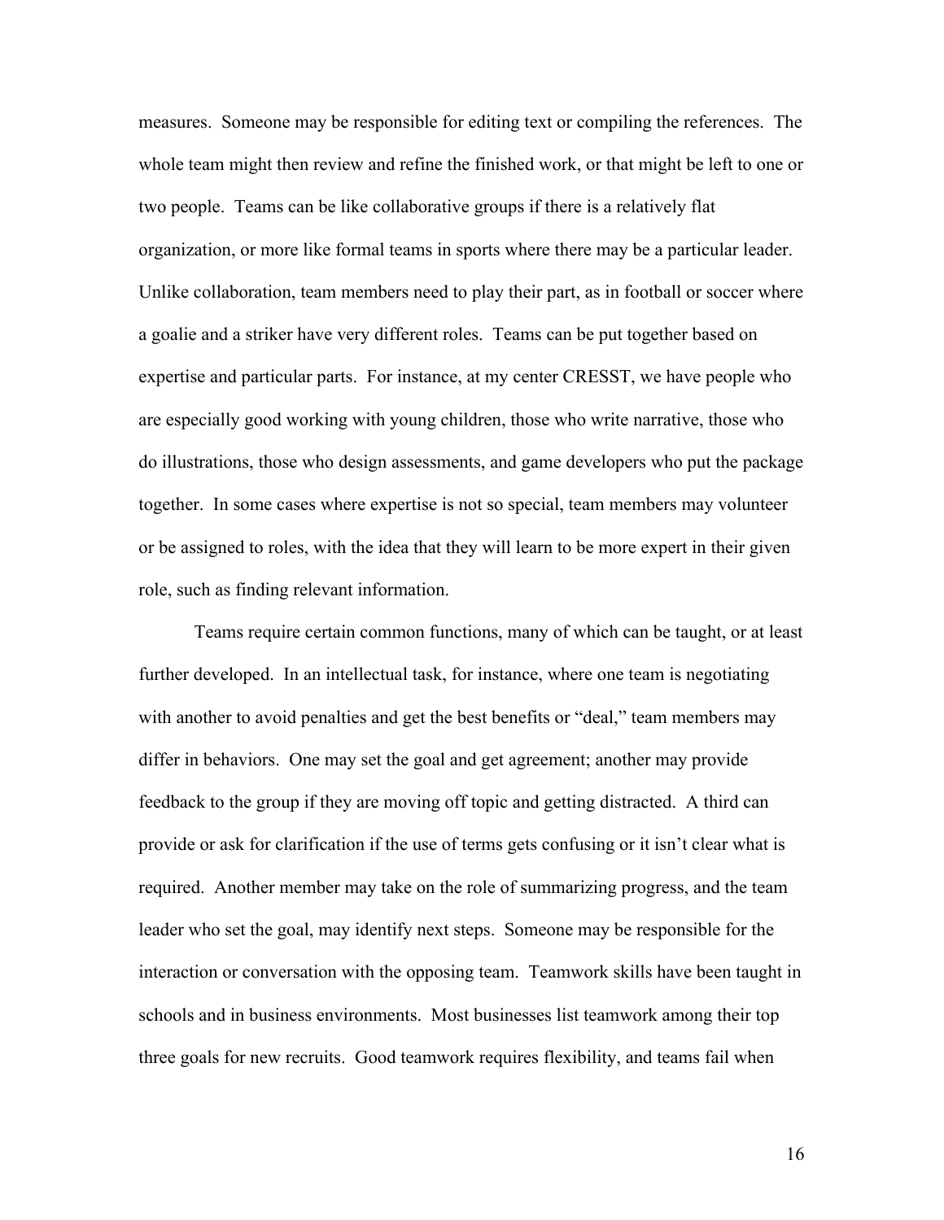measures. Someone may be responsible for editing text or compiling the references. The whole team might then review and refine the finished work, or that might be left to one or two people. Teams can be like collaborative groups if there is a relatively flat organization, or more like formal teams in sports where there may be a particular leader. Unlike collaboration, team members need to play their part, as in football or soccer where a goalie and a striker have very different roles. Teams can be put together based on expertise and particular parts. For instance, at my center CRESST, we have people who are especially good working with young children, those who write narrative, those who do illustrations, those who design assessments, and game developers who put the package together. In some cases where expertise is not so special, team members may volunteer or be assigned to roles, with the idea that they will learn to be more expert in their given role, such as finding relevant information.

Teams require certain common functions, many of which can be taught, or at least further developed. In an intellectual task, for instance, where one team is negotiating with another to avoid penalties and get the best benefits or "deal," team members may differ in behaviors. One may set the goal and get agreement; another may provide feedback to the group if they are moving off topic and getting distracted. A third can provide or ask for clarification if the use of terms gets confusing or it isn't clear what is required. Another member may take on the role of summarizing progress, and the team leader who set the goal, may identify next steps. Someone may be responsible for the interaction or conversation with the opposing team. Teamwork skills have been taught in schools and in business environments. Most businesses list teamwork among their top three goals for new recruits. Good teamwork requires flexibility, and teams fail when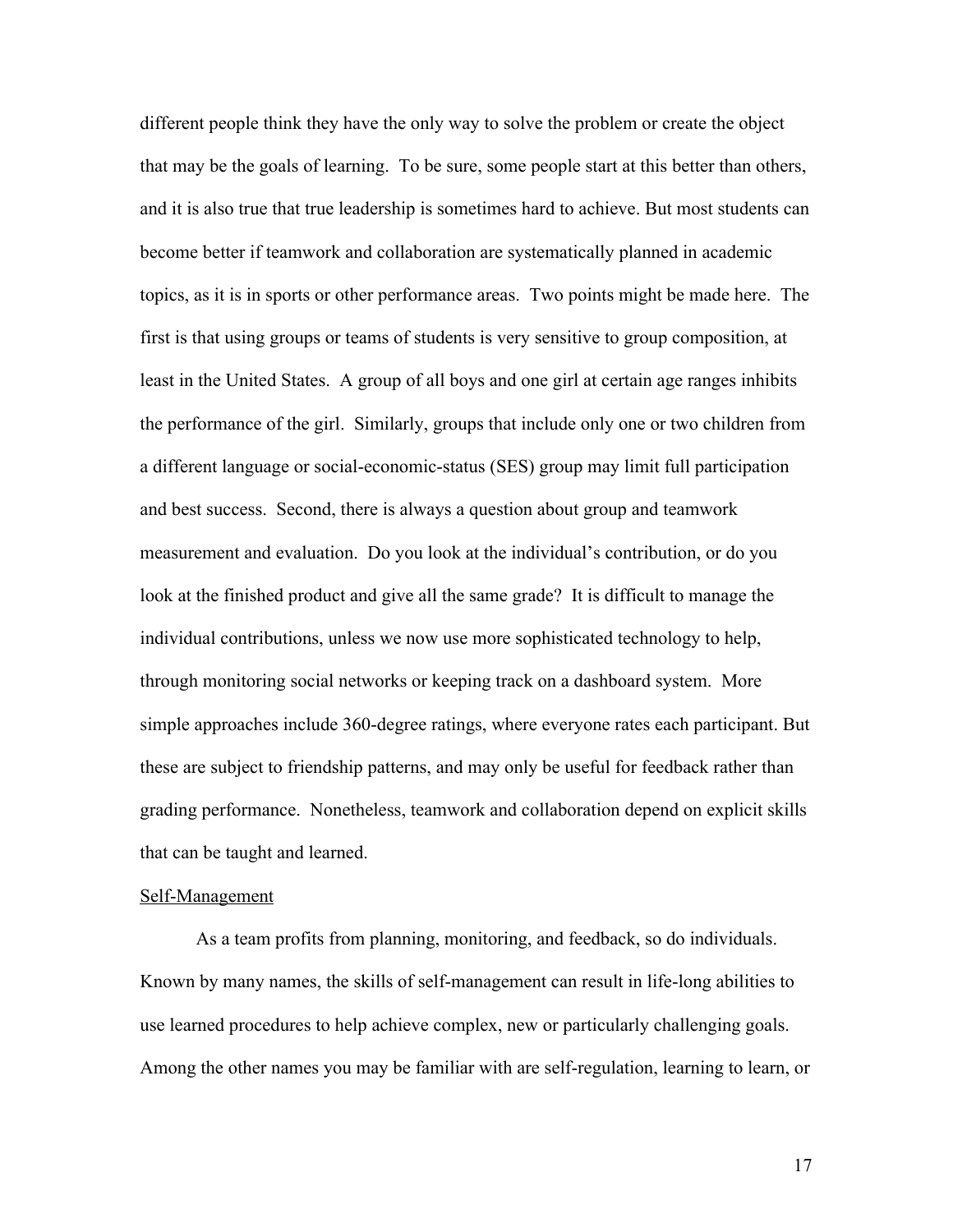different people think they have the only way to solve the problem or create the object that may be the goals of learning. To be sure, some people start at this better than others, and it is also true that true leadership is sometimes hard to achieve. But most students can become better if teamwork and collaboration are systematically planned in academic topics, as it is in sports or other performance areas. Two points might be made here. The first is that using groups or teams of students is very sensitive to group composition, at least in the United States. A group of all boys and one girl at certain age ranges inhibits the performance of the girl. Similarly, groups that include only one or two children from a different language or social-economic-status (SES) group may limit full participation and best success. Second, there is always a question about group and teamwork measurement and evaluation. Do you look at the individual's contribution, or do you look at the finished product and give all the same grade? It is difficult to manage the individual contributions, unless we now use more sophisticated technology to help, through monitoring social networks or keeping track on a dashboard system. More simple approaches include 360-degree ratings, where everyone rates each participant. But these are subject to friendship patterns, and may only be useful for feedback rather than grading performance. Nonetheless, teamwork and collaboration depend on explicit skills that can be taught and learned.

<u>Self-Management</u>

As a team profits from planning, monitoring, and feedback, so do individuals. Known by many names, the skills of self-management can result in life-long abilities to use learned procedures to help achieve complex, new or particularly challenging goals. Among the other names you may be familiar with are self-regulation, learning to learn, or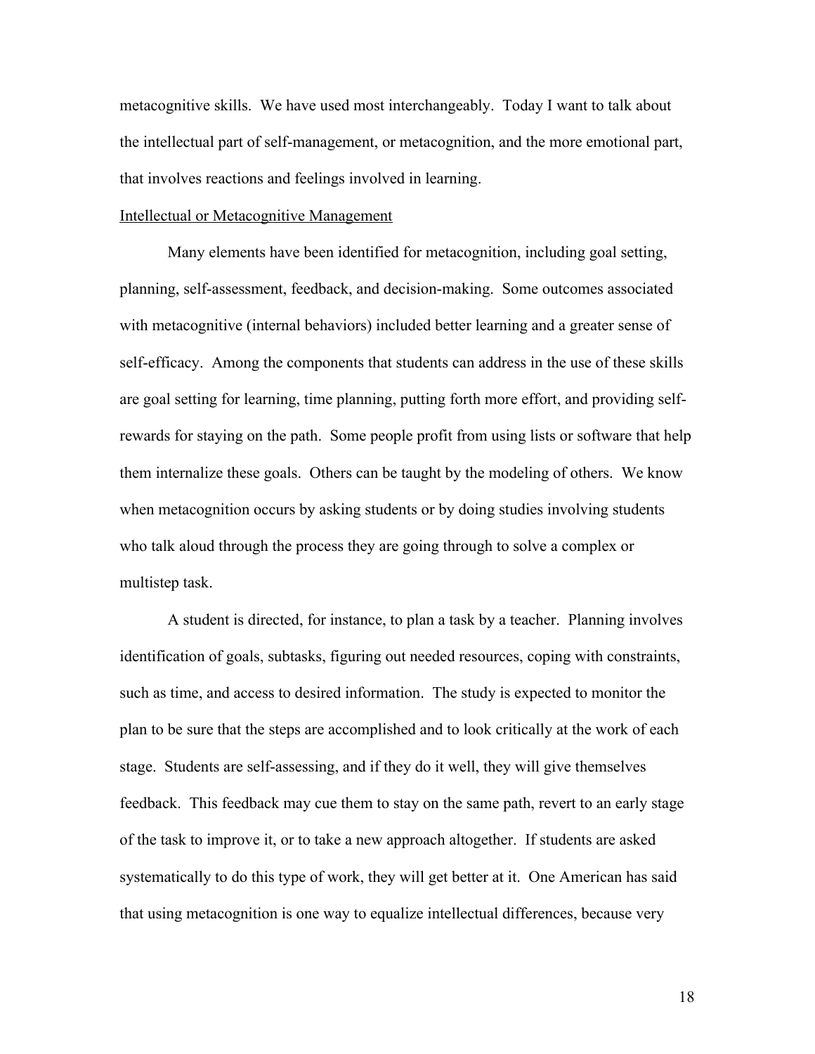metacognitive skills. We have used most interchangeably. Today I want to talk about the intellectual part of self-management, or metacognition, and the more emotional part, that involves reactions and feelings involved in learning.

<u>Intellectual or Metacognitive Management</u>

Many elements have been identified for metacognition, including goal setting, planning, self-assessment, feedback, and decision-making. Some outcomes associated with metacognitive (internal behaviors) included better learning and a greater sense of self-efficacy. Among the components that students can address in the use of these skills are goal setting for learning, time planning, putting forth more effort, and providing self-rewards for staying on the path. Some people profit from using lists or software that help them internalize these goals. Others can be taught by the modeling of others. We know when metacognition occurs by asking students or by doing studies involving students who talk aloud through the process they are going through to solve a complex or multistep task.

A student is directed, for instance, to plan a task by a teacher. Planning involves identification of goals, subtasks, figuring out needed resources, coping with constraints, such as time, and access to desired information. The study is expected to monitor the plan to be sure that the steps are accomplished and to look critically at the work of each stage. Students are self-assessing, and if they do it well, they will give themselves feedback. This feedback may cue them to stay on the same path, revert to an early stage of the task to improve it, or to take a new approach altogether. If students are asked systematically to do this type of work, they will get better at it. One American has said that using metacognition is one way to equalize intellectual differences, because very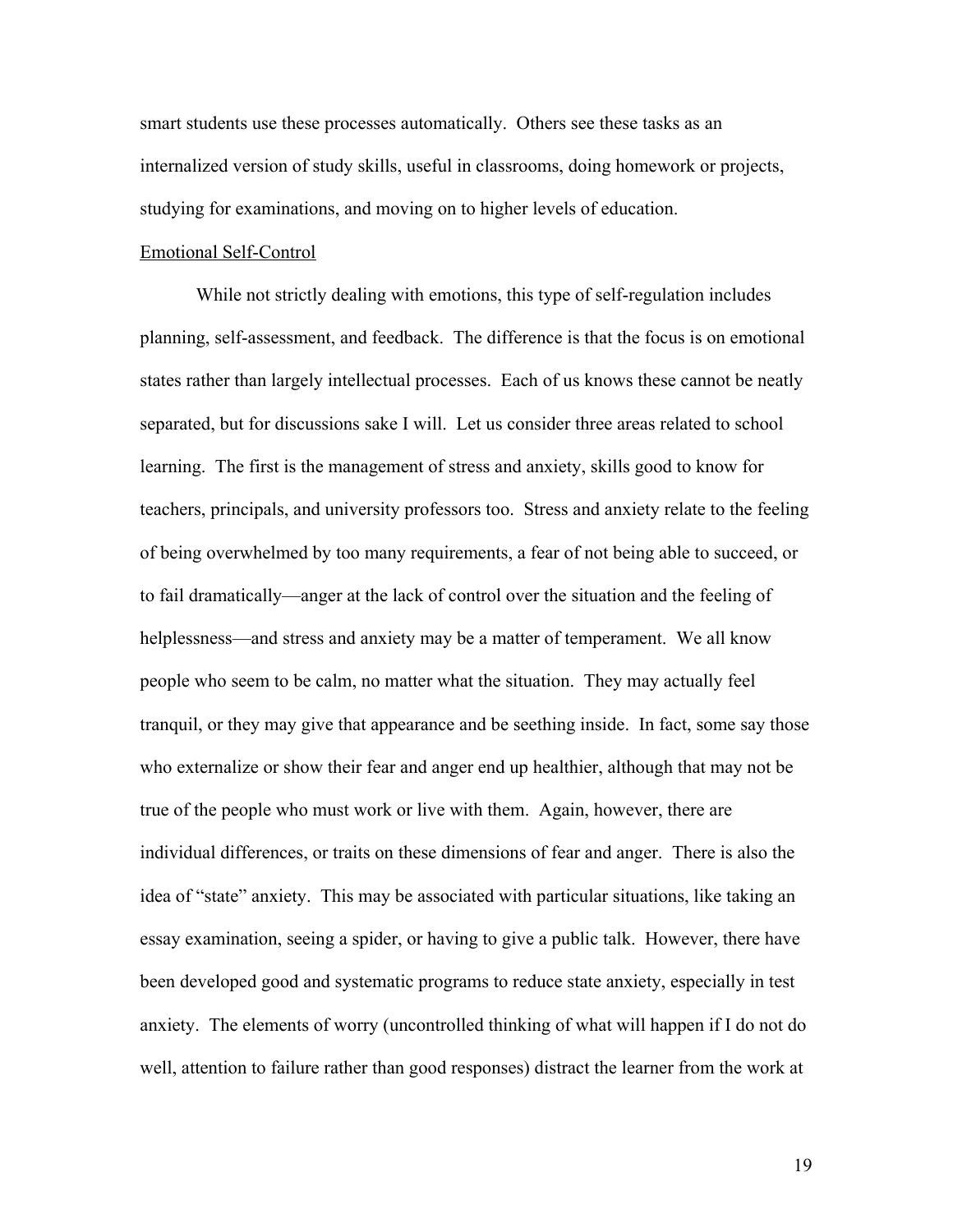smart students use these processes automatically. Others see these tasks as an internalized version of study skills, useful in classrooms, doing homework or projects, studying for examinations, and moving on to higher levels of education.

<u>Emotional Self-Control</u>

While not strictly dealing with emotions, this type of self-regulation includes planning, self-assessment, and feedback. The difference is that the focus is on emotional states rather than largely intellectual processes. Each of us knows these cannot be neatly separated, but for discussions sake I will. Let us consider three areas related to school learning. The first is the management of stress and anxiety, skills good to know for teachers, principals, and university professors too. Stress and anxiety relate to the feeling of being overwhelmed by too many requirements, a fear of not being able to succeed, or to fail dramatically—anger at the lack of control over the situation and the feeling of helplessness—and stress and anxiety may be a matter of temperament. We all know people who seem to be calm, no matter what the situation. They may actually feel tranquil, or they may give that appearance and be seething inside. In fact, some say those who externalize or show their fear and anger end up healthier, although that may not be true of the people who must work or live with them. Again, however, there are individual differences, or traits on these dimensions of fear and anger. There is also the idea of "state" anxiety. This may be associated with particular situations, like taking an essay examination, seeing a spider, or having to give a public talk. However, there have been developed good and systematic programs to reduce state anxiety, especially in test anxiety. The elements of worry (uncontrolled thinking of what will happen if I do not do well, attention to failure rather than good responses) distract the learner from the work at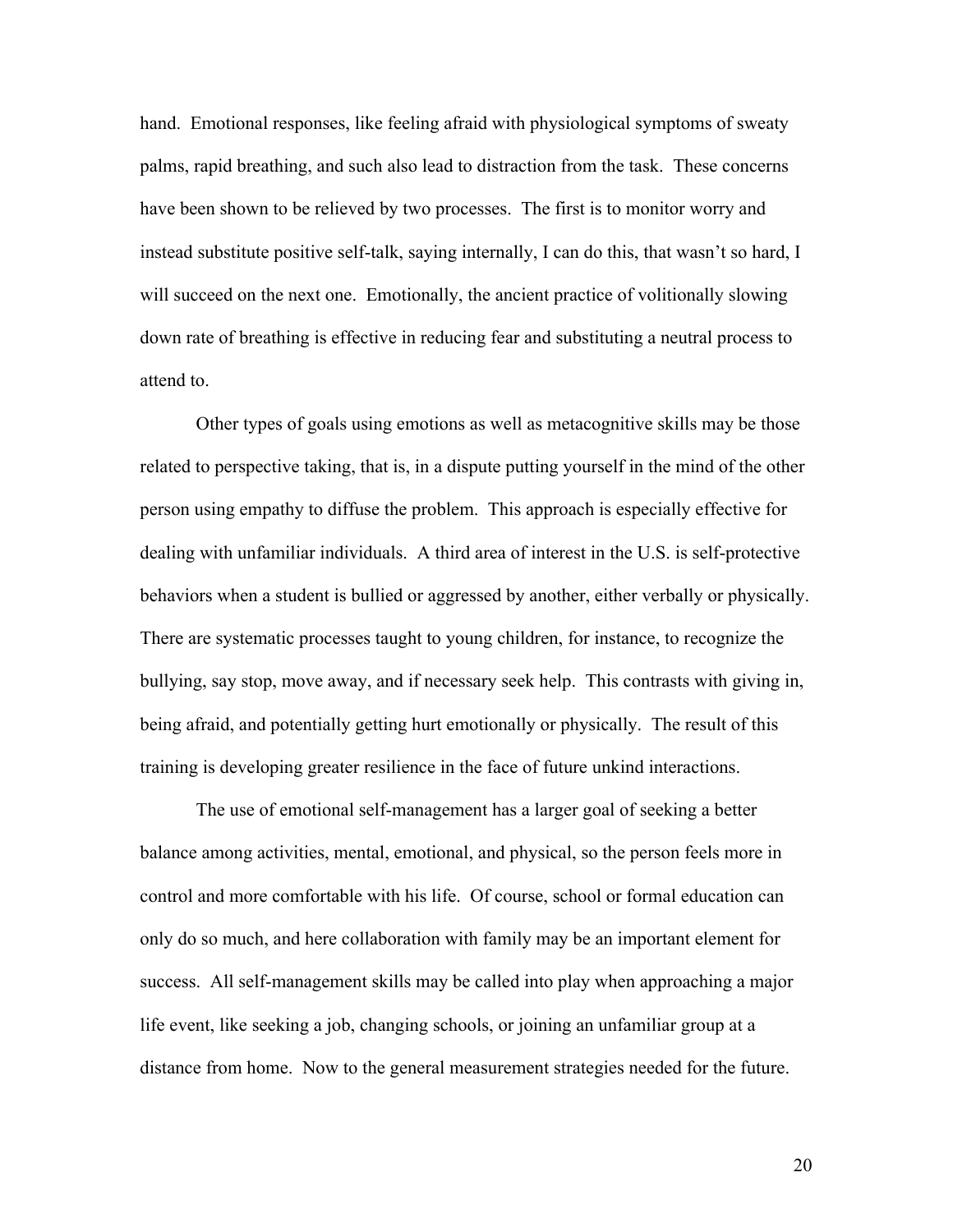hand. Emotional responses, like feeling afraid with physiological symptoms of sweaty palms, rapid breathing, and such also lead to distraction from the task. These concerns have been shown to be relieved by two processes. The first is to monitor worry and instead substitute positive self-talk, saying internally, I can do this, that wasn't so hard, I will succeed on the next one. Emotionally, the ancient practice of volitionally slowing down rate of breathing is effective in reducing fear and substituting a neutral process to attend to.

Other types of goals using emotions as well as metacognitive skills may be those related to perspective taking, that is, in a dispute putting yourself in the mind of the other person using empathy to diffuse the problem. This approach is especially effective for dealing with unfamiliar individuals. A third area of interest in the U.S. is self-protective behaviors when a student is bullied or aggressed by another, either verbally or physically. There are systematic processes taught to young children, for instance, to recognize the bullying, say stop, move away, and if necessary seek help. This contrasts with giving in, being afraid, and potentially getting hurt emotionally or physically. The result of this training is developing greater resilience in the face of future unkind interactions.

The use of emotional self-management has a larger goal of seeking a better balance among activities, mental, emotional, and physical, so the person feels more in control and more comfortable with his life. Of course, school or formal education can only do so much, and here collaboration with family may be an important element for success. All self-management skills may be called into play when approaching a major life event, like seeking a job, changing schools, or joining an unfamiliar group at a distance from home. Now to the general measurement strategies needed for the future.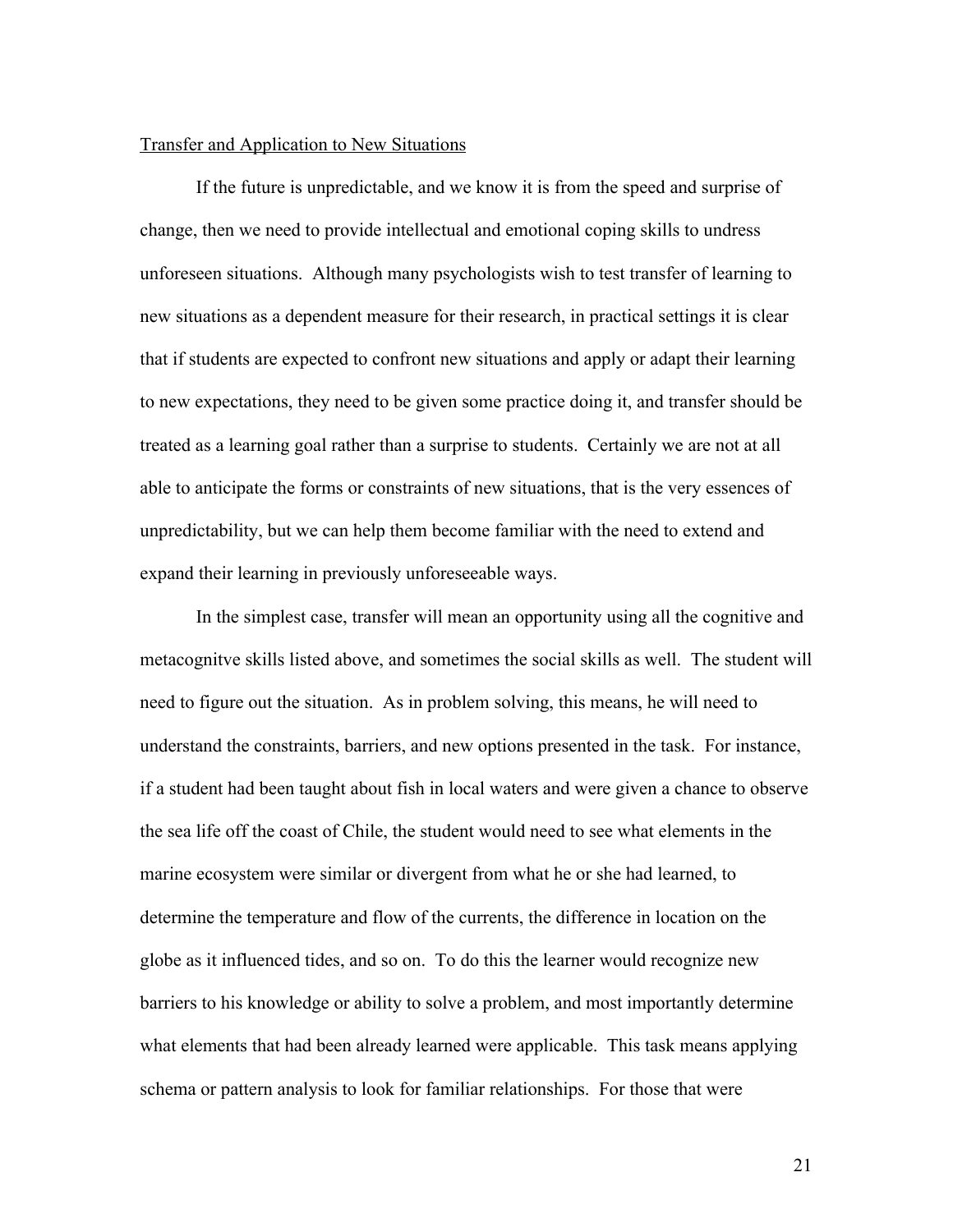Transfer and Application to New Situations

If the future is unpredictable, and we know it is from the speed and surprise of change, then we need to provide intellectual and emotional coping skills to undress unforeseen situations. Although many psychologists wish to test transfer of learning to new situations as a dependent measure for their research, in practical settings it is clear that if students are expected to confront new situations and apply or adapt their learning to new expectations, they need to be given some practice doing it, and transfer should be treated as a learning goal rather than a surprise to students. Certainly we are not at all able to anticipate the forms or constraints of new situations, that is the very essences of unpredictability, but we can help them become familiar with the need to extend and expand their learning in previously unforeseeable ways.

In the simplest case, transfer will mean an opportunity using all the cognitive and metacognitve skills listed above, and sometimes the social skills as well. The student will need to figure out the situation. As in problem solving, this means, he will need to understand the constraints, barriers, and new options presented in the task. For instance, if a student had been taught about fish in local waters and were given a chance to observe the sea life off the coast of Chile, the student would need to see what elements in the marine ecosystem were similar or divergent from what he or she had learned, to determine the temperature and flow of the currents, the difference in location on the globe as it influenced tides, and so on. To do this the learner would recognize new barriers to his knowledge or ability to solve a problem, and most importantly determine what elements that had been already learned were applicable. This task means applying schema or pattern analysis to look for familiar relationships. For those that were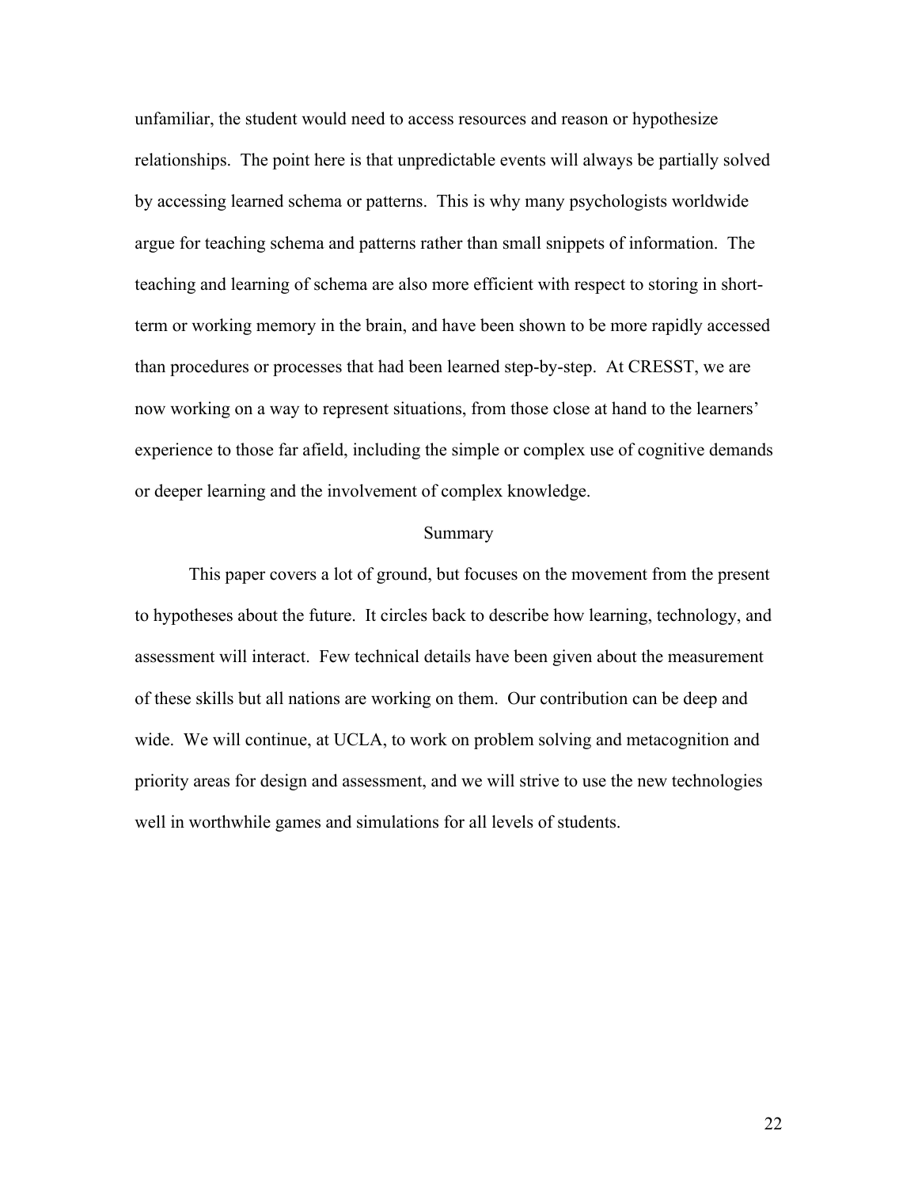unfamiliar, the student would need to access resources and reason or hypothesize relationships. The point here is that unpredictable events will always be partially solved by accessing learned schema or patterns. This is why many psychologists worldwide argue for teaching schema and patterns rather than small snippets of information. The teaching and learning of schema are also more efficient with respect to storing in short-term or working memory in the brain, and have been shown to be more rapidly accessed than procedures or processes that had been learned step-by-step. At CRESST, we are now working on a way to represent situations, from those close at hand to the learners' experience to those far afield, including the simple or complex use of cognitive demands or deeper learning and the involvement of complex knowledge.

## Summary

This paper covers a lot of ground, but focuses on the movement from the present to hypotheses about the future. It circles back to describe how learning, technology, and assessment will interact. Few technical details have been given about the measurement of these skills but all nations are working on them. Our contribution can be deep and wide. We will continue, at UCLA, to work on problem solving and metacognition and priority areas for design and assessment, and we will strive to use the new technologies well in worthwhile games and simulations for all levels of students.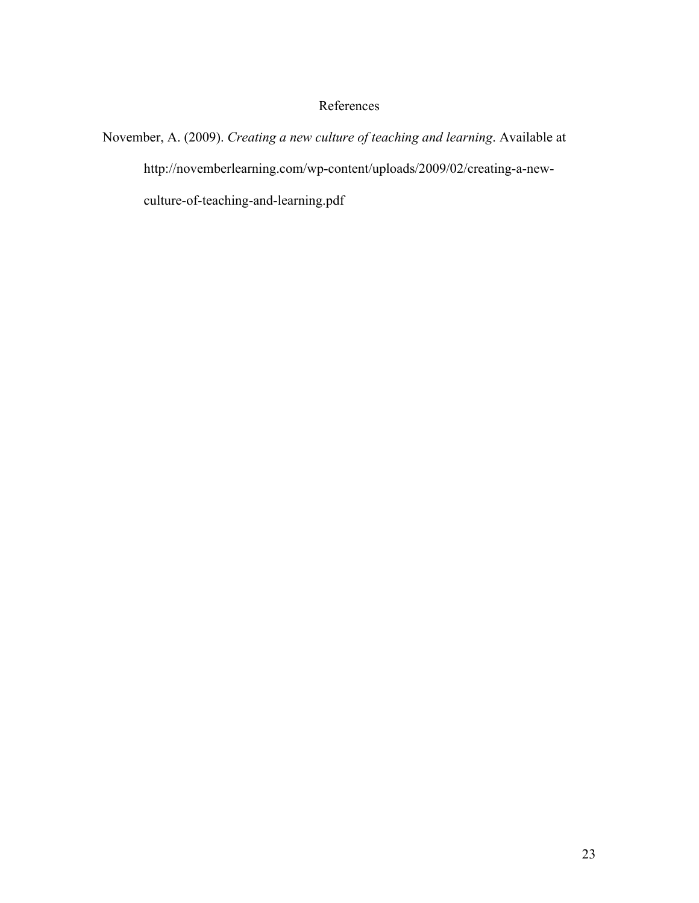# References

November, A. (2009). *Creating a new culture of teaching and learning*. Available at http://novemberlearning.com/wp-content/uploads/2009/02/creating-a-new-culture-of-teaching-and-learning.pdf